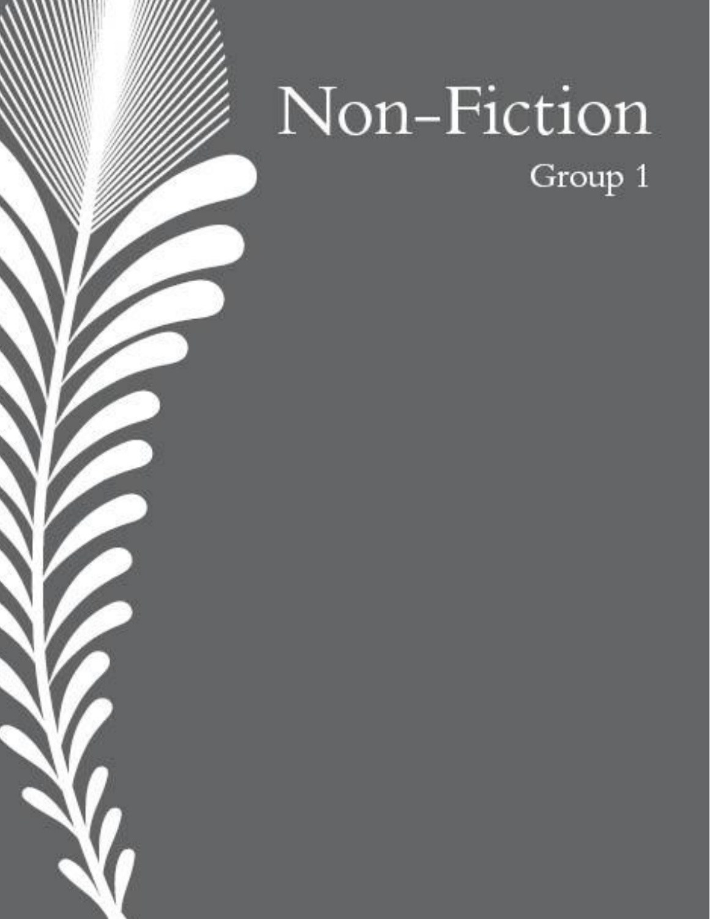# Non-Fiction

Group 1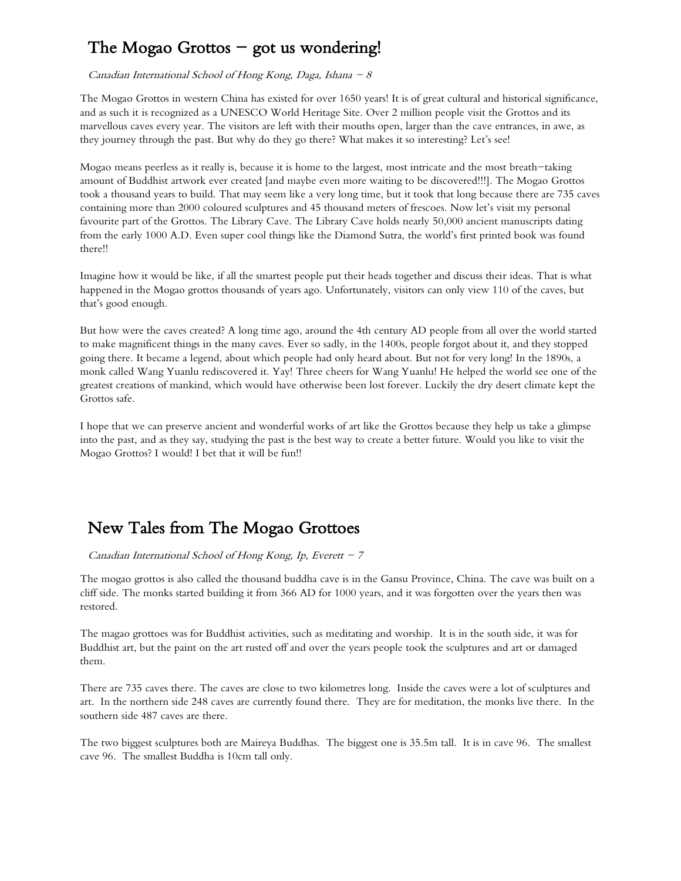## The Mogao Grottos – got us wondering!

*Canadian International School of Hong Kong, Daga, Ishana – 8*

The Mogao Grottos in western China has existed for over 1650 years! It is of great cultural and historical significance, and as such it is recognized as a UNESCO World Heritage Site. Over 2 million people visit the Grottos and its marvellous caves every year. The visitors are left with their mouths open, larger than the cave entrances, in awe, as they journey through the past. But why do they go there? What makes it so interesting? Let's see!

Mogao means peerless as it really is, because it is home to the largest, most intricate and the most breath-taking amount of Buddhist artwork ever created [and maybe even more waiting to be discovered!!!]. The Mogao Grottos took a thousand years to build. That may seem like a very long time, but it took that long because there are 735 caves containing more than 2000 coloured sculptures and 45 thousand meters of frescoes. Now let's visit my personal favourite part of the Grottos. The Library Cave. The Library Cave holds nearly 50,000 ancient manuscripts dating from the early 1000 A.D. Even super cool things like the Diamond Sutra, the world's first printed book was found there!!

Imagine how it would be like, if all the smartest people put their heads together and discuss their ideas. That is what happened in the Mogao grottos thousands of years ago. Unfortunately, visitors can only view 110 of the caves, but that's good enough.

But how were the caves created? A long time ago, around the 4th century AD people from all over the world started to make magnificent things in the many caves. Ever so sadly, in the 1400s, people forgot about it, and they stopped going there. It became a legend, about which people had only heard about. But not for very long! In the 1890s, a monk called Wang Yuanlu rediscovered it. Yay! Three cheers for Wang Yuanlu! He helped the world see one of the greatest creations of mankind, which would have otherwise been lost forever. Luckily the dry desert climate kept the Grottos safe.

I hope that we can preserve ancient and wonderful works of art like the Grottos because they help us take a glimpse into the past, and as they say, studying the past is the best way to create a better future. Would you like to visit the Mogao Grottos? I would! I bet that it will be fun!!

## New Tales from The Mogao Grottoes

*Canadian International School of Hong Kong, Ip, Everett – 7*

The mogao grottos is also called the thousand buddha cave is in the Gansu Province, China. The cave was built on a cliff side. The monks started building it from 366 AD for 1000 years, and it was forgotten over the years then was restored.

The magao grottoes was for Buddhist activities, such as meditating and worship. It is in the south side, it was for Buddhist art, but the paint on the art rusted off and over the years people took the sculptures and art or damaged them.

There are 735 caves there. The caves are close to two kilometres long. Inside the caves were a lot of sculptures and art. In the northern side 248 caves are currently found there. They are for meditation, the monks live there. In the southern side 487 caves are there.

The two biggest sculptures both are Maireya Buddhas. The biggest one is 35.5m tall. It is in cave 96. The smallest cave 96. The smallest Buddha is 10cm tall only.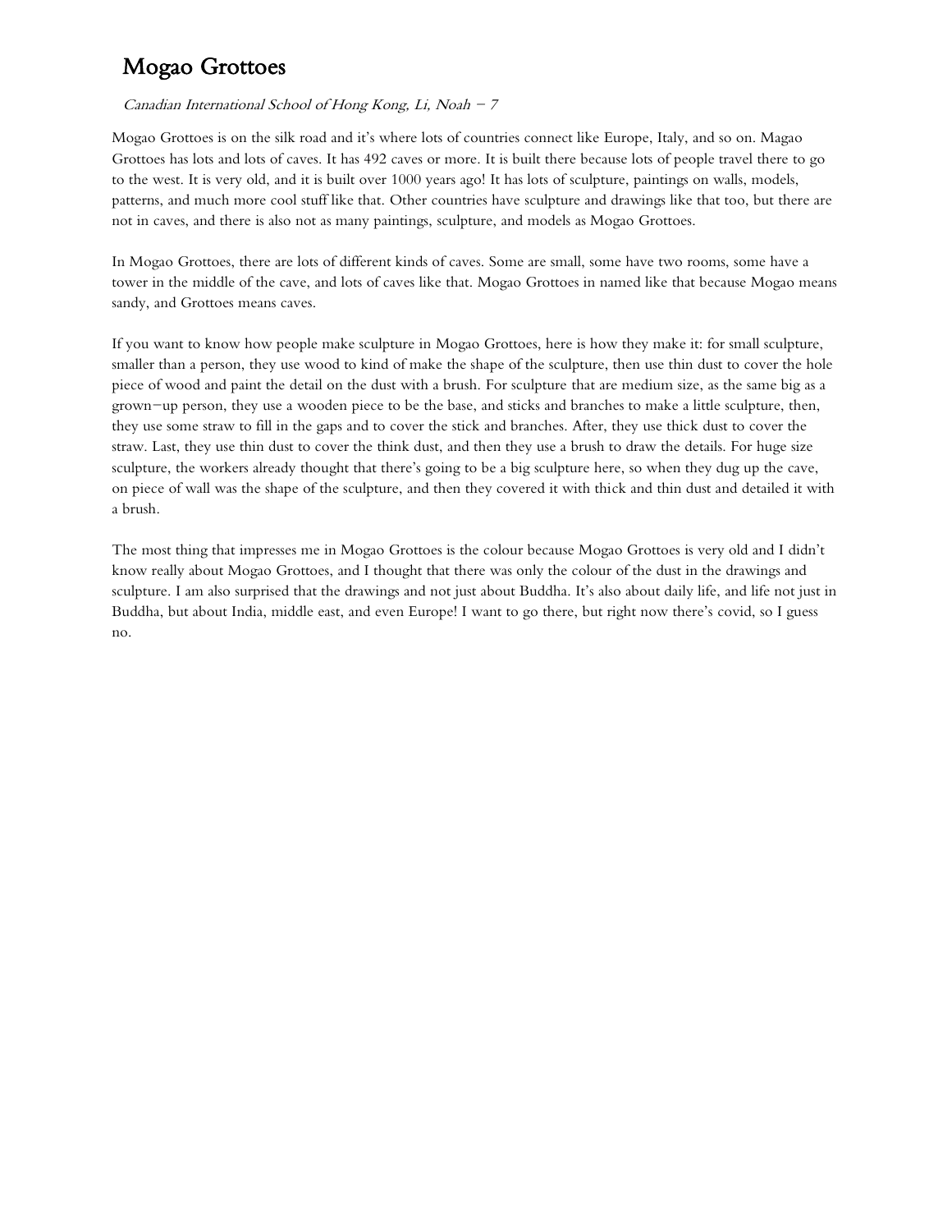# Mogao Grottoes

*Canadian International School of Hong Kong, Li, Noah – 7*

Mogao Grottoes is on the silk road and it's where lots of countries connect like Europe, Italy, and so on. Magao Grottoes has lots and lots of caves. It has 492 caves or more. It is built there because lots of people travel there to go to the west. It is very old, and it is built over 1000 years ago! It has lots of sculpture, paintings on walls, models, patterns, and much more cool stuff like that. Other countries have sculpture and drawings like that too, but there are not in caves, and there is also not as many paintings, sculpture, and models as Mogao Grottoes.

In Mogao Grottoes, there are lots of different kinds of caves. Some are small, some have two rooms, some have a tower in the middle of the cave, and lots of caves like that. Mogao Grottoes in named like that because Mogao means sandy, and Grottoes means caves.

If you want to know how people make sculpture in Mogao Grottoes, here is how they make it: for small sculpture, smaller than a person, they use wood to kind of make the shape of the sculpture, then use thin dust to cover the hole piece of wood and paint the detail on the dust with a brush. For sculpture that are medium size, as the same big as a grown–up person, they use a wooden piece to be the base, and sticks and branches to make a little sculpture, then, they use some straw to fill in the gaps and to cover the stick and branches. After, they use thick dust to cover the straw. Last, they use thin dust to cover the think dust, and then they use a brush to draw the details. For huge size sculpture, the workers already thought that there's going to be a big sculpture here, so when they dug up the cave, on piece of wall was the shape of the sculpture, and then they covered it with thick and thin dust and detailed it with a brush.

The most thing that impresses me in Mogao Grottoes is the colour because Mogao Grottoes is very old and I didn't know really about Mogao Grottoes, and I thought that there was only the colour of the dust in the drawings and sculpture. I am also surprised that the drawings and not just about Buddha. It's also about daily life, and life not just in Buddha, but about India, middle east, and even Europe! I want to go there, but right now there's covid, so I guess no.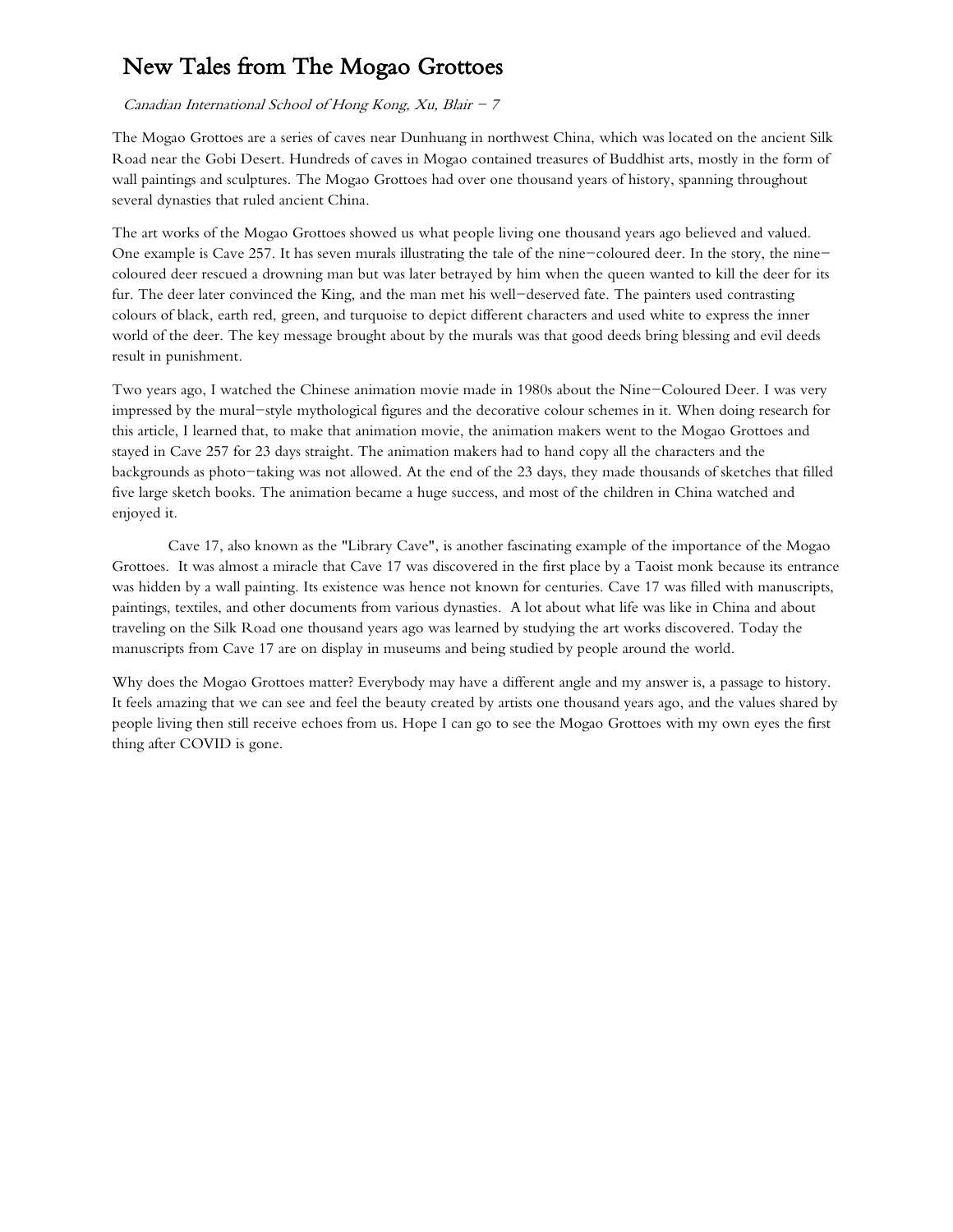# New Tales from The Mogao Grottoes

*Canadian International School of Hong Kong, Xu, Blair – 7*

The Mogao Grottoes are a series of caves near Dunhuang in northwest China, which was located on the ancient Silk Road near the Gobi Desert. Hundreds of caves in Mogao contained treasures of Buddhist arts, mostly in the form of wall paintings and sculptures. The Mogao Grottoes had over one thousand years of history, spanning throughout several dynasties that ruled ancient China.

The art works of the Mogao Grottoes showed us what people living one thousand years ago believed and valued. One example is Cave 257. It has seven murals illustrating the tale of the nine–coloured deer. In the story, the nine–coloured deer rescued a drowning man but was later betrayed by him when the queen wanted to kill the deer for its fur. The deer later convinced the King, and the man met his well–deserved fate. The painters used contrasting colours of black, earth red, green, and turquoise to depict different characters and used white to express the inner world of the deer. The key message brought about by the murals was that good deeds bring blessing and evil deeds result in punishment.

Two years ago, I watched the Chinese animation movie made in 1980s about the Nine–Coloured Deer. I was very impressed by the mural–style mythological figures and the decorative colour schemes in it. When doing research for this article, I learned that, to make that animation movie, the animation makers went to the Mogao Grottoes and stayed in Cave 257 for 23 days straight. The animation makers had to hand copy all the characters and the backgrounds as photo–taking was not allowed. At the end of the 23 days, they made thousands of sketches that filled five large sketch books. The animation became a huge success, and most of the children in China watched and enjoyed it.

Cave 17, also known as the "Library Cave", is another fascinating example of the importance of the Mogao Grottoes. It was almost a miracle that Cave 17 was discovered in the first place by a Taoist monk because its entrance was hidden by a wall painting. Its existence was hence not known for centuries. Cave 17 was filled with manuscripts, paintings, textiles, and other documents from various dynasties. A lot about what life was like in China and about traveling on the Silk Road one thousand years ago was learned by studying the art works discovered. Today the manuscripts from Cave 17 are on display in museums and being studied by people around the world.

Why does the Mogao Grottoes matter? Everybody may have a different angle and my answer is, a passage to history. It feels amazing that we can see and feel the beauty created by artists one thousand years ago, and the values shared by people living then still receive echoes from us. Hope I can go to see the Mogao Grottoes with my own eyes the first thing after COVID is gone.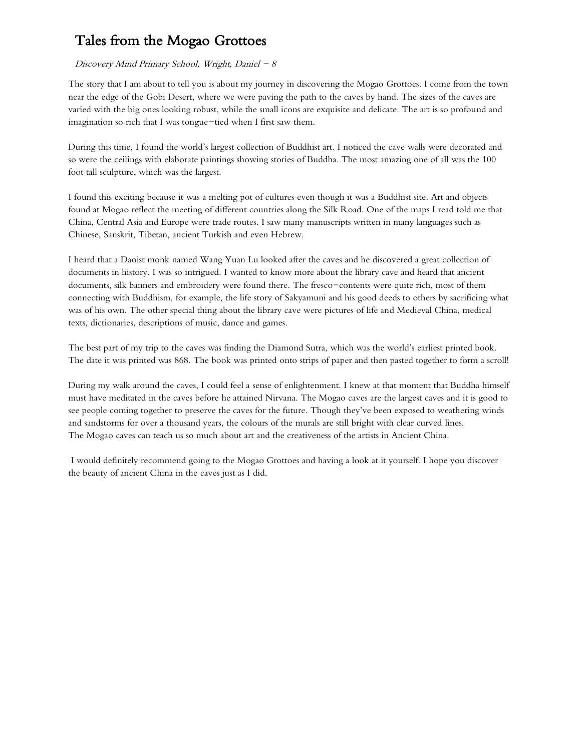# Tales from the Mogao Grottoes

*Discovery Mind Primary School, Wright, Daniel – 8*

The story that I am about to tell you is about my journey in discovering the Mogao Grottoes. I come from the town near the edge of the Gobi Desert, where we were paving the path to the caves by hand. The sizes of the caves are varied with the big ones looking robust, while the small icons are exquisite and delicate. The art is so profound and imagination so rich that I was tongue–tied when I first saw them.

During this time, I found the world's largest collection of Buddhist art. I noticed the cave walls were decorated and so were the ceilings with elaborate paintings showing stories of Buddha. The most amazing one of all was the 100 foot tall sculpture, which was the largest.

I found this exciting because it was a melting pot of cultures even though it was a Buddhist site. Art and objects found at Mogao reflect the meeting of different countries along the Silk Road. One of the maps I read told me that China, Central Asia and Europe were trade routes. I saw many manuscripts written in many languages such as Chinese, Sanskrit, Tibetan, ancient Turkish and even Hebrew.

I heard that a Daoist monk named Wang Yuan Lu looked after the caves and he discovered a great collection of documents in history. I was so intrigued. I wanted to know more about the library cave and heard that ancient documents, silk banners and embroidery were found there. The fresco–contents were quite rich, most of them connecting with Buddhism, for example, the life story of Sakyamuni and his good deeds to others by sacrificing what was of his own. The other special thing about the library cave were pictures of life and Medieval China, medical texts, dictionaries, descriptions of music, dance and games.

The best part of my trip to the caves was finding the Diamond Sutra, which was the world's earliest printed book. The date it was printed was 868. The book was printed onto strips of paper and then pasted together to form a scroll!

During my walk around the caves, I could feel a sense of enlightenment. I knew at that moment that Buddha himself must have meditated in the caves before he attained Nirvana. The Mogao caves are the largest caves and it is good to see people coming together to preserve the caves for the future. Though they've been exposed to weathering winds and sandstorms for over a thousand years, the colours of the murals are still bright with clear curved lines.
The Mogao caves can teach us so much about art and the creativeness of the artists in Ancient China.

I would definitely recommend going to the Mogao Grottoes and having a look at it yourself. I hope you discover the beauty of ancient China in the caves just as I did.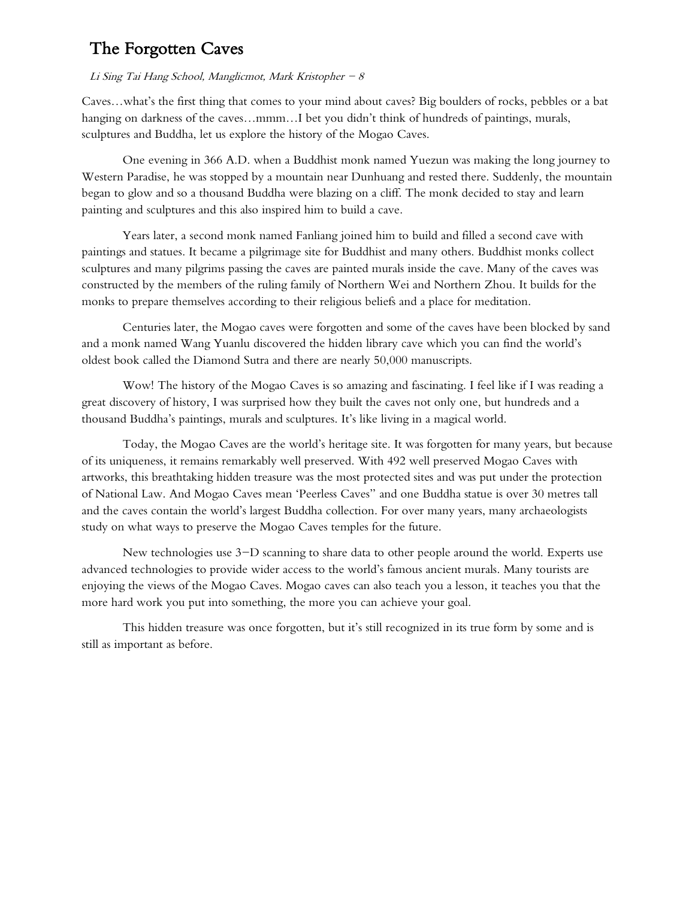# The Forgotten Caves

*Li Sing Tai Hang School, Manglicmot, Mark Kristopher – 8*

Caves…what's the first thing that comes to your mind about caves? Big boulders of rocks, pebbles or a bat hanging on darkness of the caves…mmm…I bet you didn't think of hundreds of paintings, murals, sculptures and Buddha, let us explore the history of the Mogao Caves.

One evening in 366 A.D. when a Buddhist monk named Yuezun was making the long journey to Western Paradise, he was stopped by a mountain near Dunhuang and rested there. Suddenly, the mountain began to glow and so a thousand Buddha were blazing on a cliff. The monk decided to stay and learn painting and sculptures and this also inspired him to build a cave.

Years later, a second monk named Fanliang joined him to build and filled a second cave with paintings and statues. It became a pilgrimage site for Buddhist and many others. Buddhist monks collect sculptures and many pilgrims passing the caves are painted murals inside the cave. Many of the caves was constructed by the members of the ruling family of Northern Wei and Northern Zhou. It builds for the monks to prepare themselves according to their religious beliefs and a place for meditation.

Centuries later, the Mogao caves were forgotten and some of the caves have been blocked by sand and a monk named Wang Yuanlu discovered the hidden library cave which you can find the world's oldest book called the Diamond Sutra and there are nearly 50,000 manuscripts.

Wow! The history of the Mogao Caves is so amazing and fascinating. I feel like if I was reading a great discovery of history, I was surprised how they built the caves not only one, but hundreds and a thousand Buddha's paintings, murals and sculptures. It's like living in a magical world.

Today, the Mogao Caves are the world's heritage site. It was forgotten for many years, but because of its uniqueness, it remains remarkably well preserved. With 492 well preserved Mogao Caves with artworks, this breathtaking hidden treasure was the most protected sites and was put under the protection of National Law. And Mogao Caves mean 'Peerless Caves" and one Buddha statue is over 30 metres tall and the caves contain the world's largest Buddha collection. For over many years, many archaeologists study on what ways to preserve the Mogao Caves temples for the future.

New technologies use 3–D scanning to share data to other people around the world. Experts use advanced technologies to provide wider access to the world's famous ancient murals. Many tourists are enjoying the views of the Mogao Caves. Mogao caves can also teach you a lesson, it teaches you that the more hard work you put into something, the more you can achieve your goal.

This hidden treasure was once forgotten, but it's still recognized in its true form by some and is still as important as before.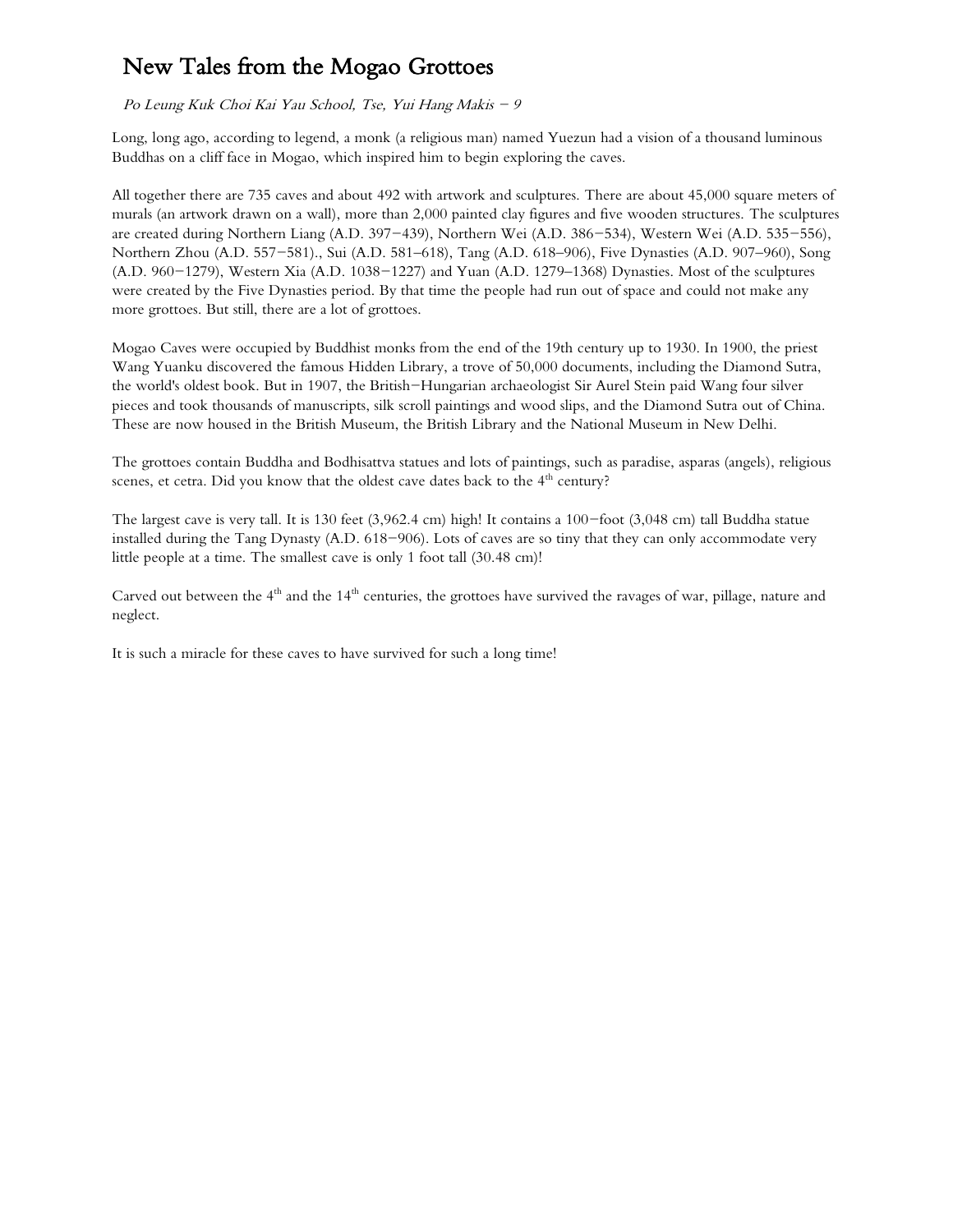# New Tales from the Mogao Grottoes

*Po Leung Kuk Choi Kai Yau School, Tse, Yui Hang Makis – 9*

Long, long ago, according to legend, a monk (a religious man) named Yuezun had a vision of a thousand luminous Buddhas on a cliff face in Mogao, which inspired him to begin exploring the caves.

All together there are 735 caves and about 492 with artwork and sculptures. There are about 45,000 square meters of murals (an artwork drawn on a wall), more than 2,000 painted clay figures and five wooden structures. The sculptures are created during Northern Liang (A.D. 397–439), Northern Wei (A.D. 386–534), Western Wei (A.D. 535–556), Northern Zhou (A.D. 557–581)., Sui (A.D. 581–618), Tang (A.D. 618–906), Five Dynasties (A.D. 907–960), Song (A.D. 960–1279), Western Xia (A.D. 1038–1227) and Yuan (A.D. 1279–1368) Dynasties. Most of the sculptures were created by the Five Dynasties period. By that time the people had run out of space and could not make any more grottoes. But still, there are a lot of grottoes.

Mogao Caves were occupied by Buddhist monks from the end of the 19th century up to 1930. In 1900, the priest Wang Yuanku discovered the famous Hidden Library, a trove of 50,000 documents, including the Diamond Sutra, the world's oldest book. But in 1907, the British–Hungarian archaeologist Sir Aurel Stein paid Wang four silver pieces and took thousands of manuscripts, silk scroll paintings and wood slips, and the Diamond Sutra out of China. These are now housed in the British Museum, the British Library and the National Museum in New Delhi.

The grottoes contain Buddha and Bodhisattva statues and lots of paintings, such as paradise, asparas (angels), religious scenes, et cetra. Did you know that the oldest cave dates back to the 4th century?

The largest cave is very tall. It is 130 feet (3,962.4 cm) high! It contains a 100–foot (3,048 cm) tall Buddha statue installed during the Tang Dynasty (A.D. 618–906). Lots of caves are so tiny that they can only accommodate very little people at a time. The smallest cave is only 1 foot tall (30.48 cm)!

Carved out between the 4th and the 14th centuries, the grottoes have survived the ravages of war, pillage, nature and neglect.

It is such a miracle for these caves to have survived for such a long time!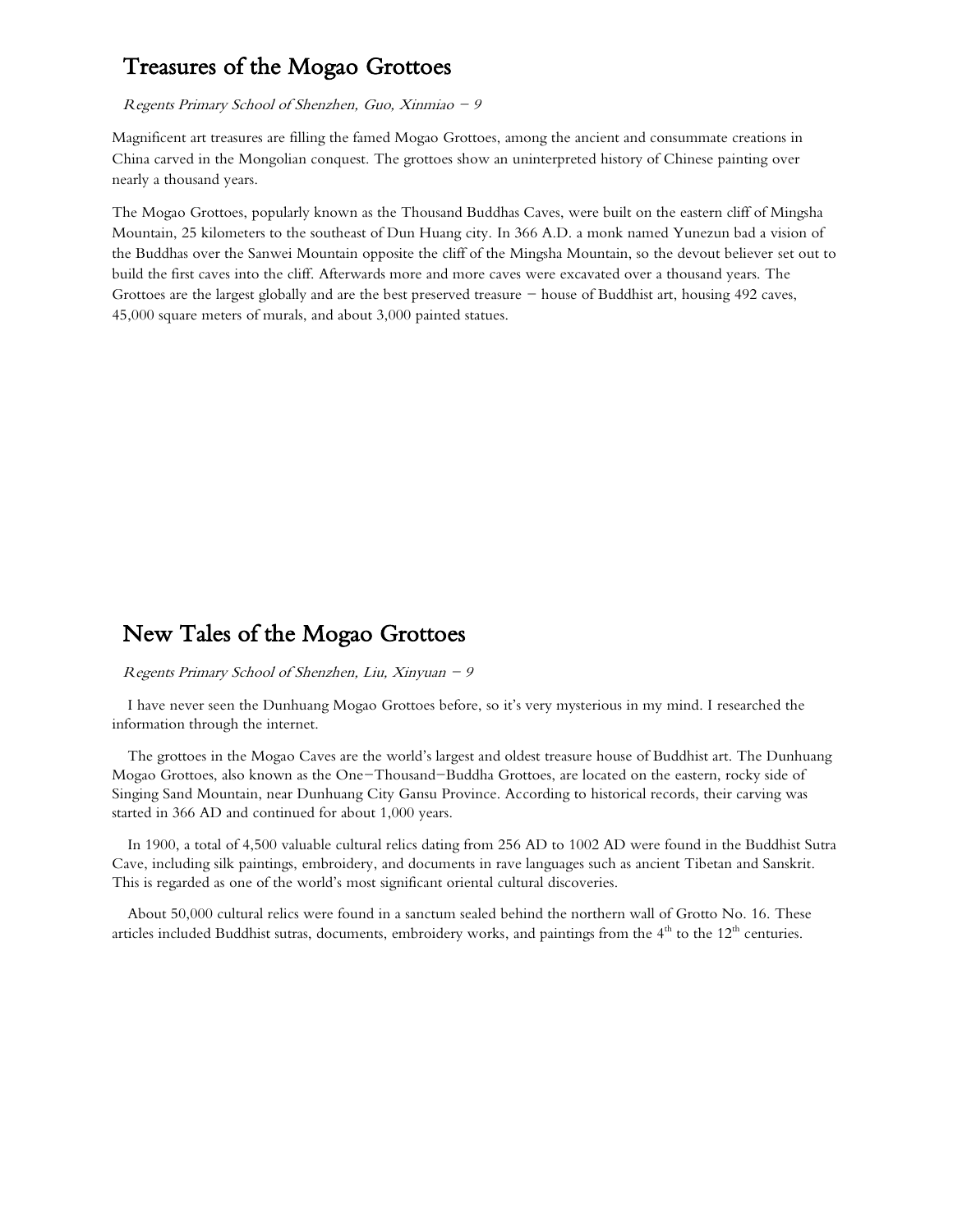# Treasures of the Mogao Grottoes

*Regents Primary School of Shenzhen, Guo, Xinmiao – 9*

Magnificent art treasures are filling the famed Mogao Grottoes, among the ancient and consummate creations in China carved in the Mongolian conquest. The grottoes show an uninterpreted history of Chinese painting over nearly a thousand years.

The Mogao Grottoes, popularly known as the Thousand Buddhas Caves, were built on the eastern cliff of Mingsha Mountain, 25 kilometers to the southeast of Dun Huang city. In 366 A.D. a monk named Yunezun bad a vision of the Buddhas over the Sanwei Mountain opposite the cliff of the Mingsha Mountain, so the devout believer set out to build the first caves into the cliff. Afterwards more and more caves were excavated over a thousand years. The Grottoes are the largest globally and are the best preserved treasure – house of Buddhist art, housing 492 caves, 45,000 square meters of murals, and about 3,000 painted statues.

# New Tales of the Mogao Grottoes

*Regents Primary School of Shenzhen, Liu, Xinyuan – 9*

I have never seen the Dunhuang Mogao Grottoes before, so it's very mysterious in my mind. I researched the information through the internet.

The grottoes in the Mogao Caves are the world's largest and oldest treasure house of Buddhist art. The Dunhuang Mogao Grottoes, also known as the One–Thousand–Buddha Grottoes, are located on the eastern, rocky side of Singing Sand Mountain, near Dunhuang City Gansu Province. According to historical records, their carving was started in 366 AD and continued for about 1,000 years.

In 1900, a total of 4,500 valuable cultural relics dating from 256 AD to 1002 AD were found in the Buddhist Sutra Cave, including silk paintings, embroidery, and documents in rave languages such as ancient Tibetan and Sanskrit. This is regarded as one of the world's most significant oriental cultural discoveries.

About 50,000 cultural relics were found in a sanctum sealed behind the northern wall of Grotto No. 16. These articles included Buddhist sutras, documents, embroidery works, and paintings from the 4th to the 12th centuries.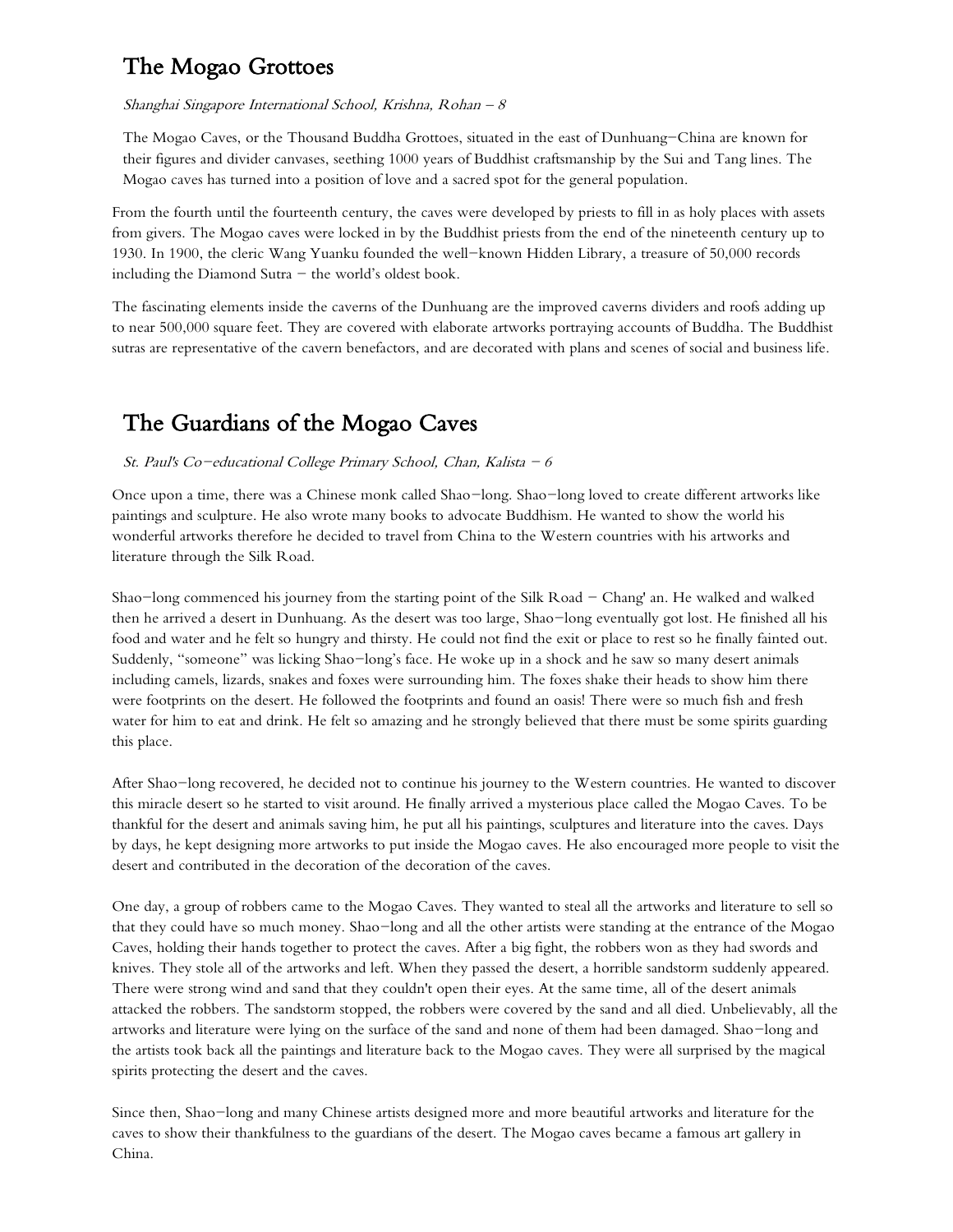## The Mogao Grottoes

*Shanghai Singapore International School, Krishna, Rohan – 8*

The Mogao Caves, or the Thousand Buddha Grottoes, situated in the east of Dunhuang–China are known for their figures and divider canvases, seething 1000 years of Buddhist craftsmanship by the Sui and Tang lines. The Mogao caves has turned into a position of love and a sacred spot for the general population.

From the fourth until the fourteenth century, the caves were developed by priests to fill in as holy places with assets from givers. The Mogao caves were locked in by the Buddhist priests from the end of the nineteenth century up to 1930. In 1900, the cleric Wang Yuanku founded the well–known Hidden Library, a treasure of 50,000 records including the Diamond Sutra – the world's oldest book.

The fascinating elements inside the caverns of the Dunhuang are the improved caverns dividers and roofs adding up to near 500,000 square feet. They are covered with elaborate artworks portraying accounts of Buddha. The Buddhist sutras are representative of the cavern benefactors, and are decorated with plans and scenes of social and business life.

## The Guardians of the Mogao Caves

*St. Paul's Co–educational College Primary School, Chan, Kalista – 6*

Once upon a time, there was a Chinese monk called Shao–long. Shao–long loved to create different artworks like paintings and sculpture. He also wrote many books to advocate Buddhism. He wanted to show the world his wonderful artworks therefore he decided to travel from China to the Western countries with his artworks and literature through the Silk Road.

Shao–long commenced his journey from the starting point of the Silk Road – Chang' an. He walked and walked then he arrived a desert in Dunhuang. As the desert was too large, Shao–long eventually got lost. He finished all his food and water and he felt so hungry and thirsty. He could not find the exit or place to rest so he finally fainted out. Suddenly, "someone" was licking Shao–long's face. He woke up in a shock and he saw so many desert animals including camels, lizards, snakes and foxes were surrounding him. The foxes shake their heads to show him there were footprints on the desert. He followed the footprints and found an oasis! There were so much fish and fresh water for him to eat and drink. He felt so amazing and he strongly believed that there must be some spirits guarding this place.

After Shao–long recovered, he decided not to continue his journey to the Western countries. He wanted to discover this miracle desert so he started to visit around. He finally arrived a mysterious place called the Mogao Caves. To be thankful for the desert and animals saving him, he put all his paintings, sculptures and literature into the caves. Days by days, he kept designing more artworks to put inside the Mogao caves. He also encouraged more people to visit the desert and contributed in the decoration of the decoration of the caves.

One day, a group of robbers came to the Mogao Caves. They wanted to steal all the artworks and literature to sell so that they could have so much money. Shao–long and all the other artists were standing at the entrance of the Mogao Caves, holding their hands together to protect the caves. After a big fight, the robbers won as they had swords and knives. They stole all of the artworks and left. When they passed the desert, a horrible sandstorm suddenly appeared. There were strong wind and sand that they couldn't open their eyes. At the same time, all of the desert animals attacked the robbers. The sandstorm stopped, the robbers were covered by the sand and all died. Unbelievably, all the artworks and literature were lying on the surface of the sand and none of them had been damaged. Shao–long and the artists took back all the paintings and literature back to the Mogao caves. They were all surprised by the magical spirits protecting the desert and the caves.

Since then, Shao–long and many Chinese artists designed more and more beautiful artworks and literature for the caves to show their thankfulness to the guardians of the desert. The Mogao caves became a famous art gallery in China.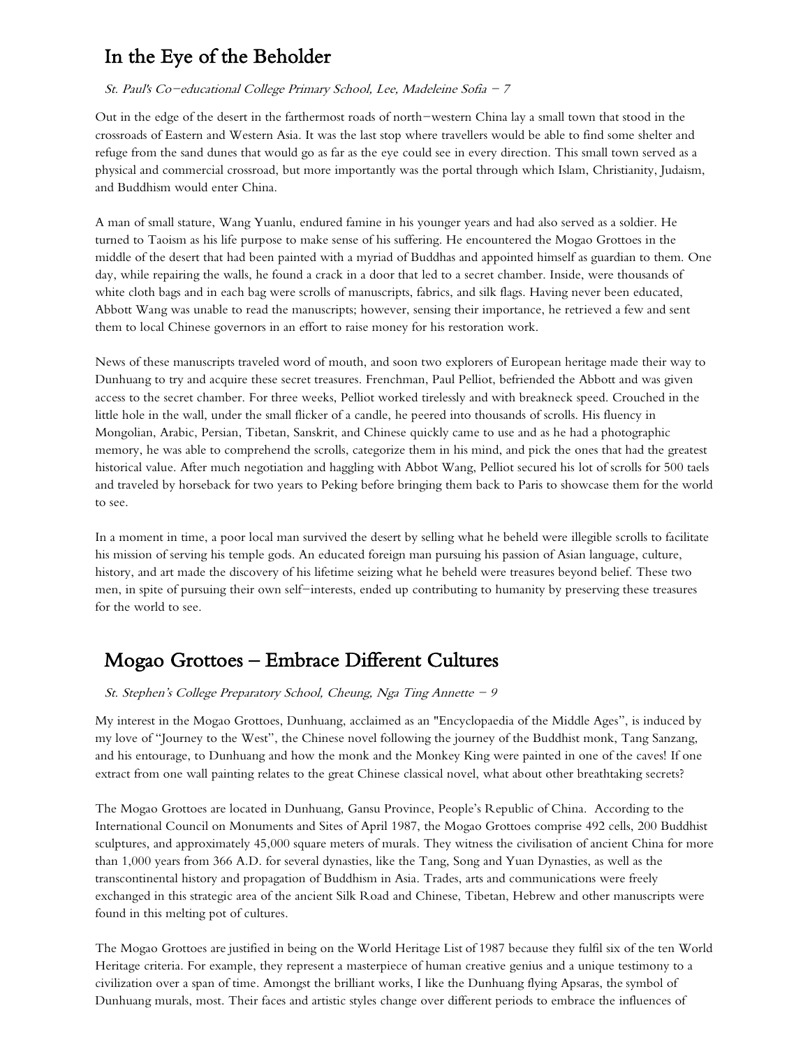# In the Eye of the Beholder

*St. Paul's Co-educational College Primary School, Lee, Madeleine Sofia – 7*

Out in the edge of the desert in the farthermost roads of north-western China lay a small town that stood in the crossroads of Eastern and Western Asia. It was the last stop where travellers would be able to find some shelter and refuge from the sand dunes that would go as far as the eye could see in every direction. This small town served as a physical and commercial crossroad, but more importantly was the portal through which Islam, Christianity, Judaism, and Buddhism would enter China.

A man of small stature, Wang Yuanlu, endured famine in his younger years and had also served as a soldier. He turned to Taoism as his life purpose to make sense of his suffering. He encountered the Mogao Grottoes in the middle of the desert that had been painted with a myriad of Buddhas and appointed himself as guardian to them. One day, while repairing the walls, he found a crack in a door that led to a secret chamber. Inside, were thousands of white cloth bags and in each bag were scrolls of manuscripts, fabrics, and silk flags. Having never been educated, Abbott Wang was unable to read the manuscripts; however, sensing their importance, he retrieved a few and sent them to local Chinese governors in an effort to raise money for his restoration work.

News of these manuscripts traveled word of mouth, and soon two explorers of European heritage made their way to Dunhuang to try and acquire these secret treasures. Frenchman, Paul Pelliot, befriended the Abbott and was given access to the secret chamber. For three weeks, Pelliot worked tirelessly and with breakneck speed. Crouched in the little hole in the wall, under the small flicker of a candle, he peered into thousands of scrolls. His fluency in Mongolian, Arabic, Persian, Tibetan, Sanskrit, and Chinese quickly came to use and as he had a photographic memory, he was able to comprehend the scrolls, categorize them in his mind, and pick the ones that had the greatest historical value. After much negotiation and haggling with Abbot Wang, Pelliot secured his lot of scrolls for 500 taels and traveled by horseback for two years to Peking before bringing them back to Paris to showcase them for the world to see.

In a moment in time, a poor local man survived the desert by selling what he beheld were illegible scrolls to facilitate his mission of serving his temple gods. An educated foreign man pursuing his passion of Asian language, culture, history, and art made the discovery of his lifetime seizing what he beheld were treasures beyond belief. These two men, in spite of pursuing their own self-interests, ended up contributing to humanity by preserving these treasures for the world to see.

# Mogao Grottoes – Embrace Different Cultures

*St. Stephen's College Preparatory School, Cheung, Nga Ting Annette – 9*

My interest in the Mogao Grottoes, Dunhuang, acclaimed as an "Encyclopaedia of the Middle Ages", is induced by my love of "Journey to the West", the Chinese novel following the journey of the Buddhist monk, Tang Sanzang, and his entourage, to Dunhuang and how the monk and the Monkey King were painted in one of the caves! If one extract from one wall painting relates to the great Chinese classical novel, what about other breathtaking secrets?

The Mogao Grottoes are located in Dunhuang, Gansu Province, People's Republic of China. According to the International Council on Monuments and Sites of April 1987, the Mogao Grottoes comprise 492 cells, 200 Buddhist sculptures, and approximately 45,000 square meters of murals. They witness the civilisation of ancient China for more than 1,000 years from 366 A.D. for several dynasties, like the Tang, Song and Yuan Dynasties, as well as the transcontinental history and propagation of Buddhism in Asia. Trades, arts and communications were freely exchanged in this strategic area of the ancient Silk Road and Chinese, Tibetan, Hebrew and other manuscripts were found in this melting pot of cultures.

The Mogao Grottoes are justified in being on the World Heritage List of 1987 because they fulfil six of the ten World Heritage criteria. For example, they represent a masterpiece of human creative genius and a unique testimony to a civilization over a span of time. Amongst the brilliant works, I like the Dunhuang flying Apsaras, the symbol of Dunhuang murals, most. Their faces and artistic styles change over different periods to embrace the influences of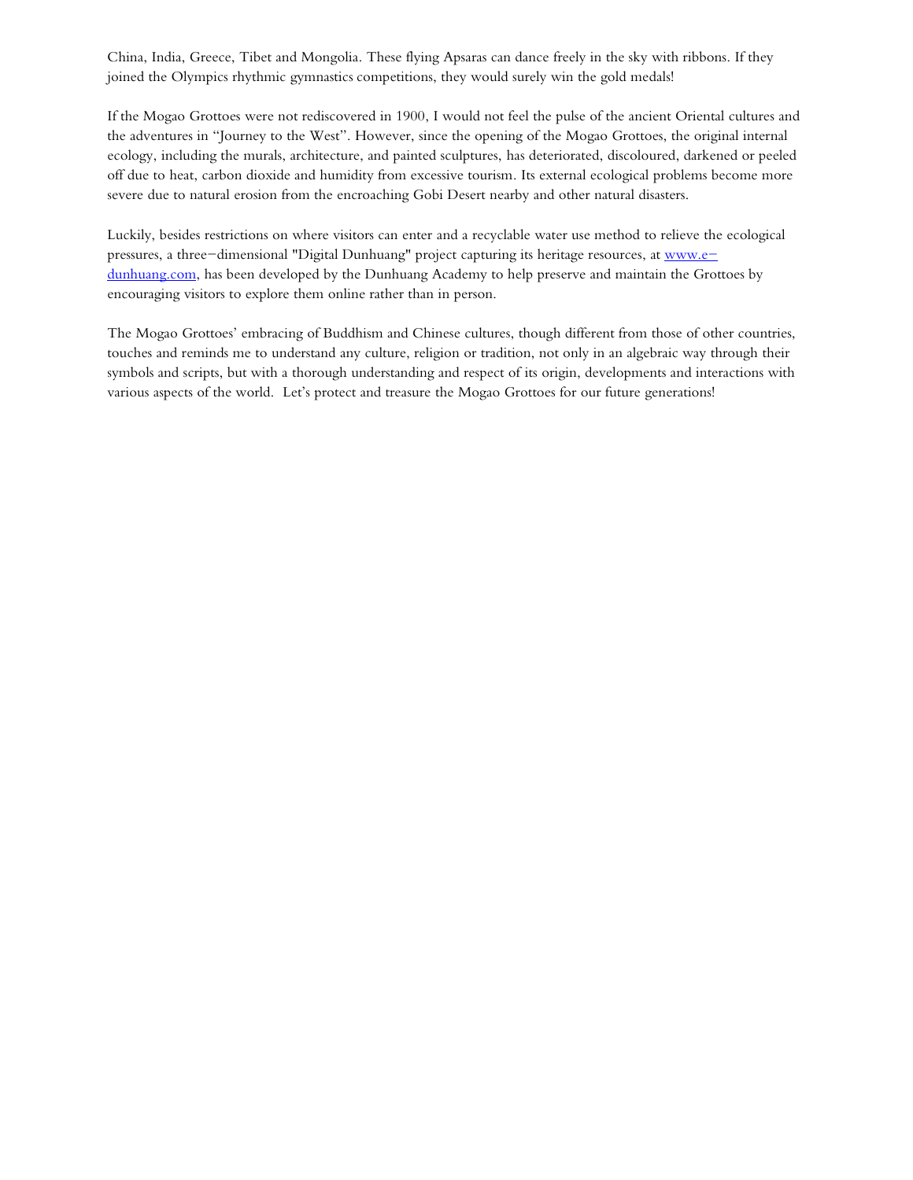China, India, Greece, Tibet and Mongolia. These flying Apsaras can dance freely in the sky with ribbons. If they joined the Olympics rhythmic gymnastics competitions, they would surely win the gold medals!

If the Mogao Grottoes were not rediscovered in 1900, I would not feel the pulse of the ancient Oriental cultures and the adventures in "Journey to the West". However, since the opening of the Mogao Grottoes, the original internal ecology, including the murals, architecture, and painted sculptures, has deteriorated, discoloured, darkened or peeled off due to heat, carbon dioxide and humidity from excessive tourism. Its external ecological problems become more severe due to natural erosion from the encroaching Gobi Desert nearby and other natural disasters.

Luckily, besides restrictions on where visitors can enter and a recyclable water use method to relieve the ecological pressures, a three−dimensional "Digital Dunhuang" project capturing its heritage resources, at [www.e−dunhuang.com](http://www.e-dunhuang.com), has been developed by the Dunhuang Academy to help preserve and maintain the Grottoes by encouraging visitors to explore them online rather than in person.

The Mogao Grottoes' embracing of Buddhism and Chinese cultures, though different from those of other countries, touches and reminds me to understand any culture, religion or tradition, not only in an algebraic way through their symbols and scripts, but with a thorough understanding and respect of its origin, developments and interactions with various aspects of the world. Let's protect and treasure the Mogao Grottoes for our future generations!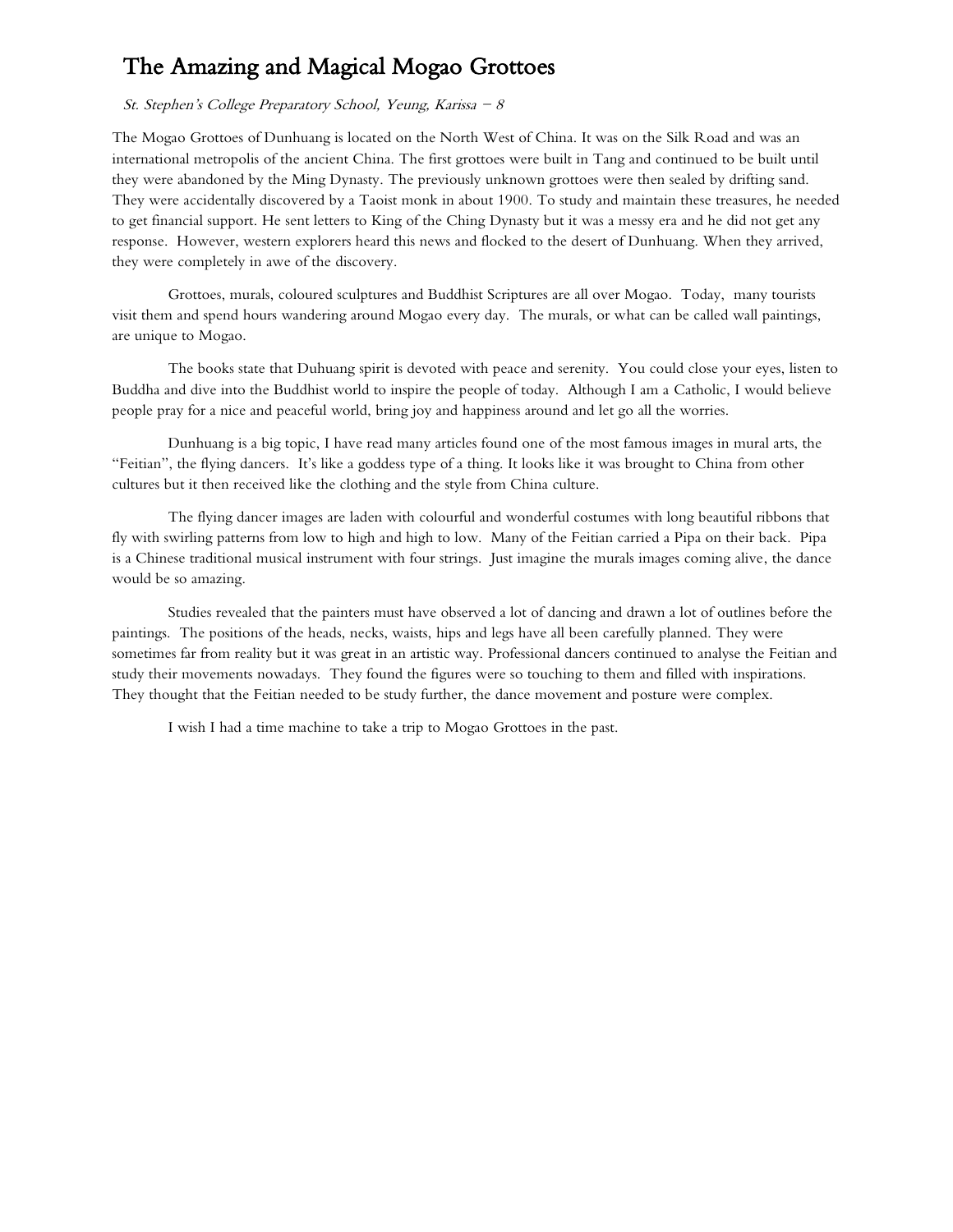# The Amazing and Magical Mogao Grottoes

*St. Stephen's College Preparatory School, Yeung, Karissa – 8*

The Mogao Grottoes of Dunhuang is located on the North West of China. It was on the Silk Road and was an international metropolis of the ancient China. The first grottoes were built in Tang and continued to be built until they were abandoned by the Ming Dynasty. The previously unknown grottoes were then sealed by drifting sand. They were accidentally discovered by a Taoist monk in about 1900. To study and maintain these treasures, he needed to get financial support. He sent letters to King of the Ching Dynasty but it was a messy era and he did not get any response. However, western explorers heard this news and flocked to the desert of Dunhuang. When they arrived, they were completely in awe of the discovery.

Grottoes, murals, coloured sculptures and Buddhist Scriptures are all over Mogao. Today, many tourists visit them and spend hours wandering around Mogao every day. The murals, or what can be called wall paintings, are unique to Mogao.

The books state that Duhuang spirit is devoted with peace and serenity. You could close your eyes, listen to Buddha and dive into the Buddhist world to inspire the people of today. Although I am a Catholic, I would believe people pray for a nice and peaceful world, bring joy and happiness around and let go all the worries.

Dunhuang is a big topic, I have read many articles found one of the most famous images in mural arts, the "Feitian", the flying dancers. It's like a goddess type of a thing. It looks like it was brought to China from other cultures but it then received like the clothing and the style from China culture.

The flying dancer images are laden with colourful and wonderful costumes with long beautiful ribbons that fly with swirling patterns from low to high and high to low. Many of the Feitian carried a Pipa on their back. Pipa is a Chinese traditional musical instrument with four strings. Just imagine the murals images coming alive, the dance would be so amazing.

Studies revealed that the painters must have observed a lot of dancing and drawn a lot of outlines before the paintings. The positions of the heads, necks, waists, hips and legs have all been carefully planned. They were sometimes far from reality but it was great in an artistic way. Professional dancers continued to analyse the Feitian and study their movements nowadays. They found the figures were so touching to them and filled with inspirations. They thought that the Feitian needed to be study further, the dance movement and posture were complex.

I wish I had a time machine to take a trip to Mogao Grottoes in the past.